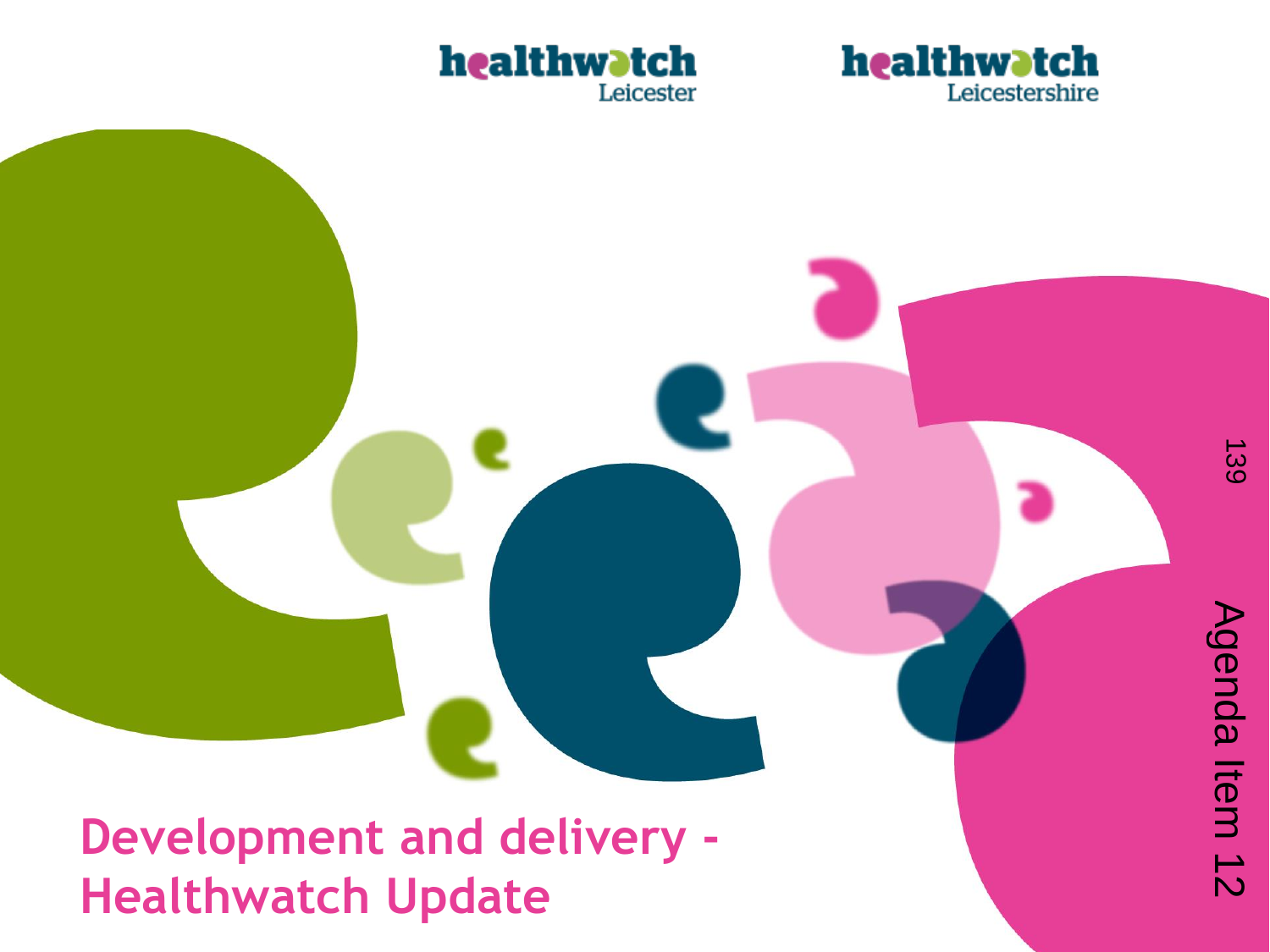healthwatch Leicester

healthwatch Leicestershire

Agenda Item 12

# Development and delivery - Healthwatch Update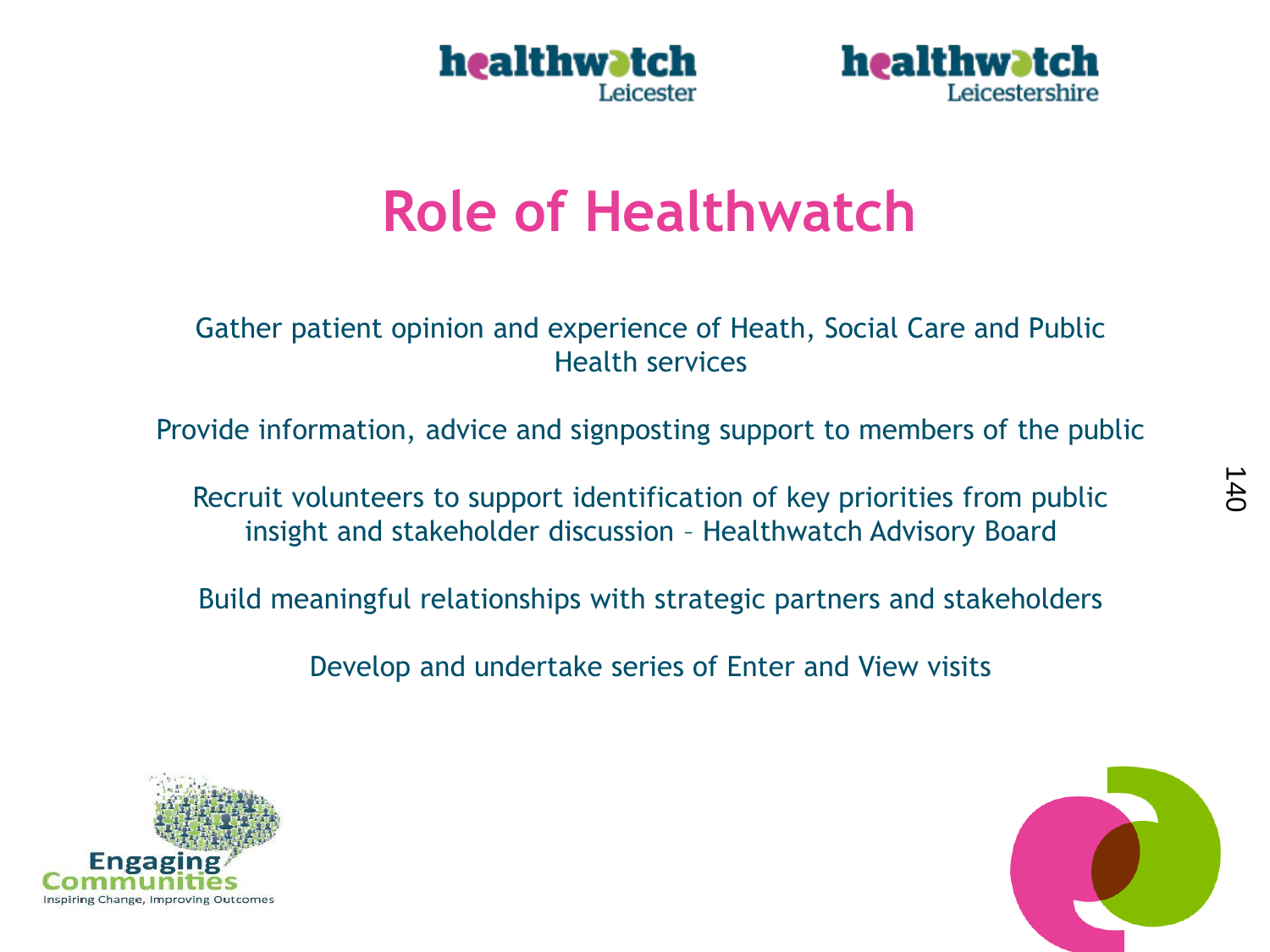# Role of Healthwatch

Gather patient opinion and experience of Heath, Social Care and Public Health services

Provide information, advice and signposting support to members of the public

Recruit volunteers to support identification of key priorities from public insight and stakeholder discussion – Healthwatch Advisory Board

Build meaningful relationships with strategic partners and stakeholders

Develop and undertake series of Enter and View visits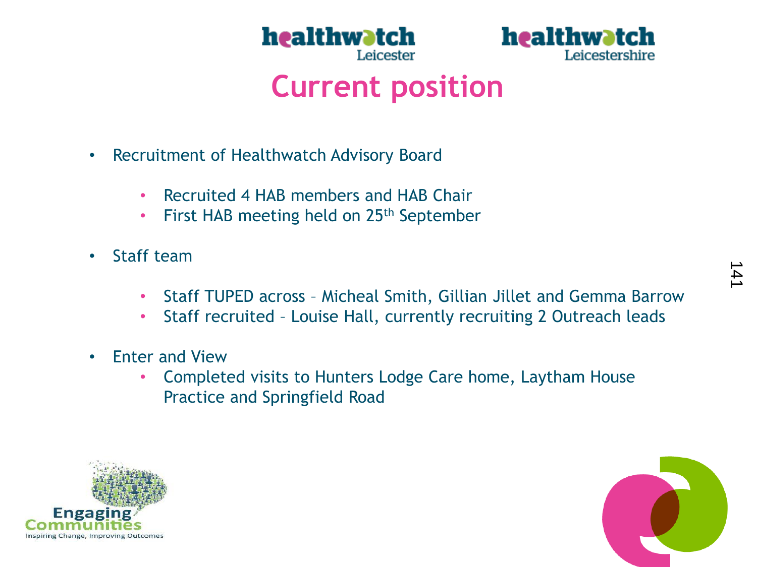# Current position

- Recruitment of Healthwatch Advisory Board
  - Recruited 4 HAB members and HAB Chair
  - First HAB meeting held on 25th September
- Staff team
  - Staff TUPED across – Micheal Smith, Gillian Jillet and Gemma Barrow
  - Staff recruited – Louise Hall, currently recruiting 2 Outreach leads
- Enter and View
  - Completed visits to Hunters Lodge Care home, Laytham House Practice and Springfield Road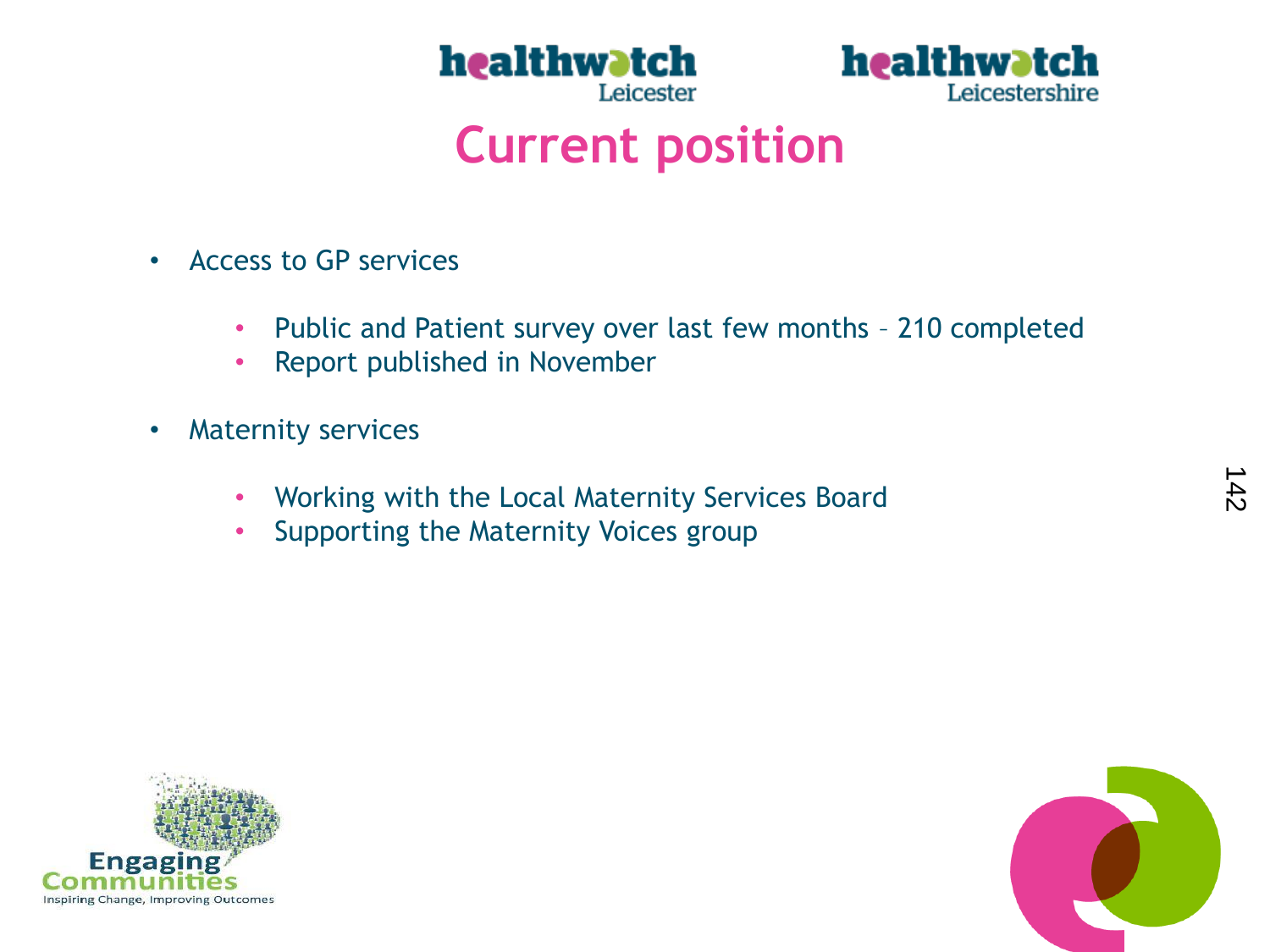# Current position

- Access to GP services
  - Public and Patient survey over last few months – 210 completed
  - Report published in November
- Maternity services
  - Working with the Local Maternity Services Board
  - Supporting the Maternity Voices group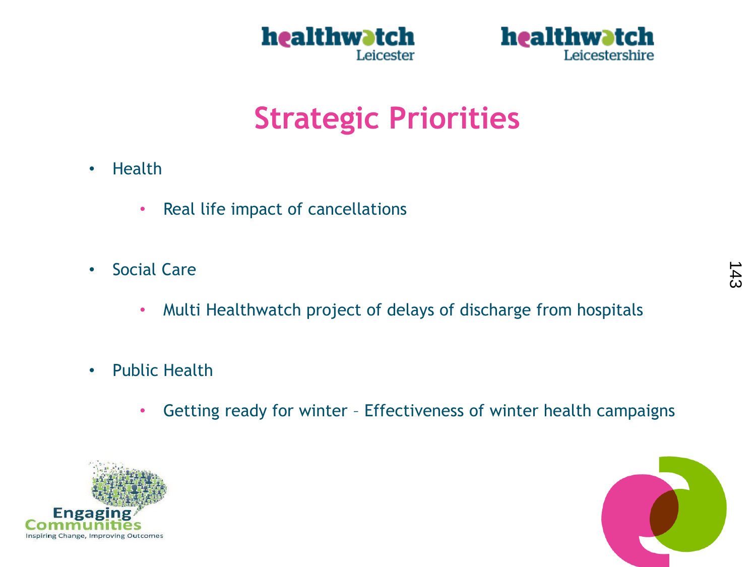# Strategic Priorities

- Health
  - Real life impact of cancellations
- Social Care
  - Multi Healthwatch project of delays of discharge from hospitals
- Public Health
  - Getting ready for winter – Effectiveness of winter health campaigns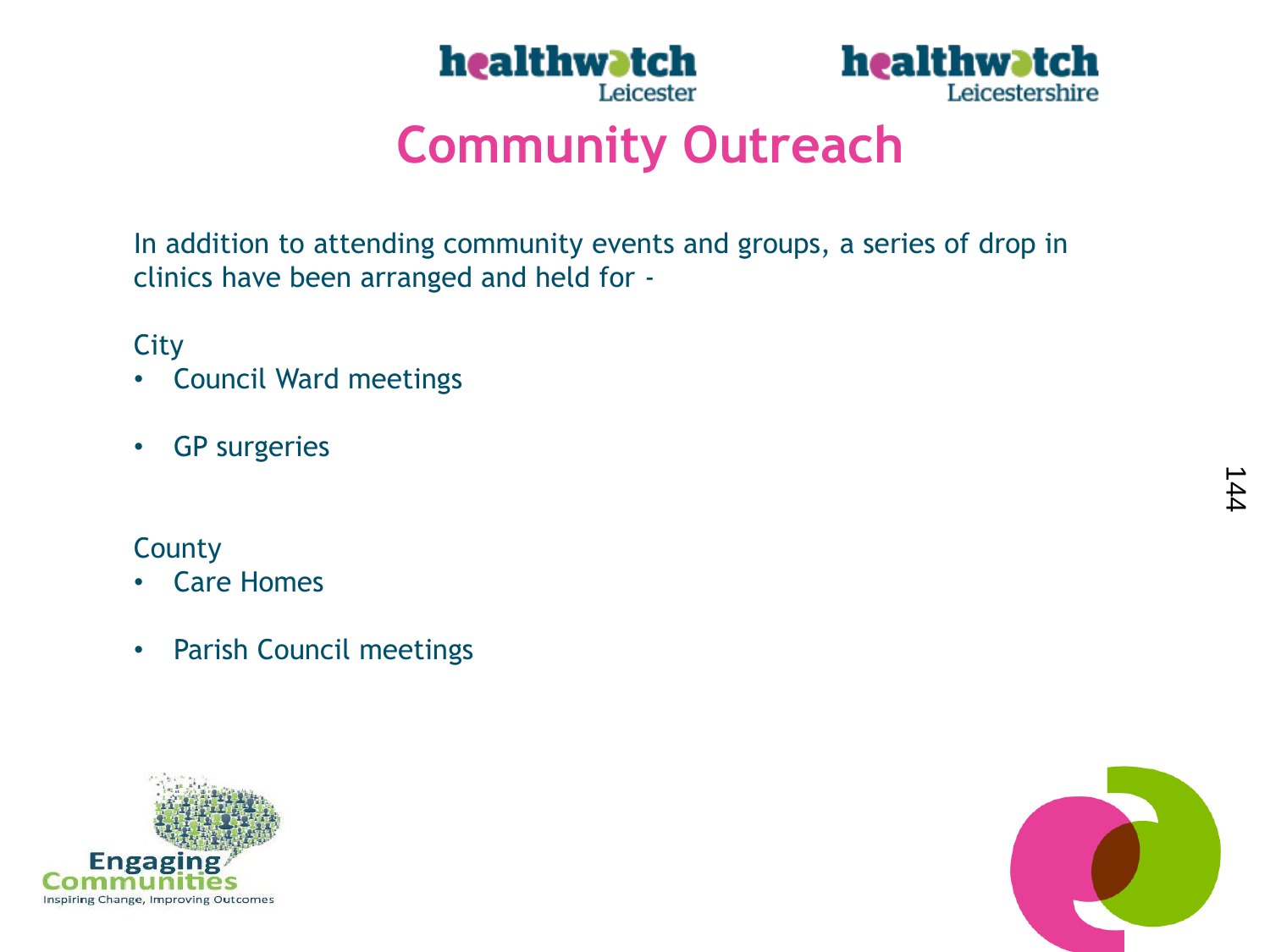# Community Outreach

In addition to attending community events and groups, a series of drop in clinics have been arranged and held for -

City

- Council Ward meetings
- GP surgeries

County

- Care Homes
- Parish Council meetings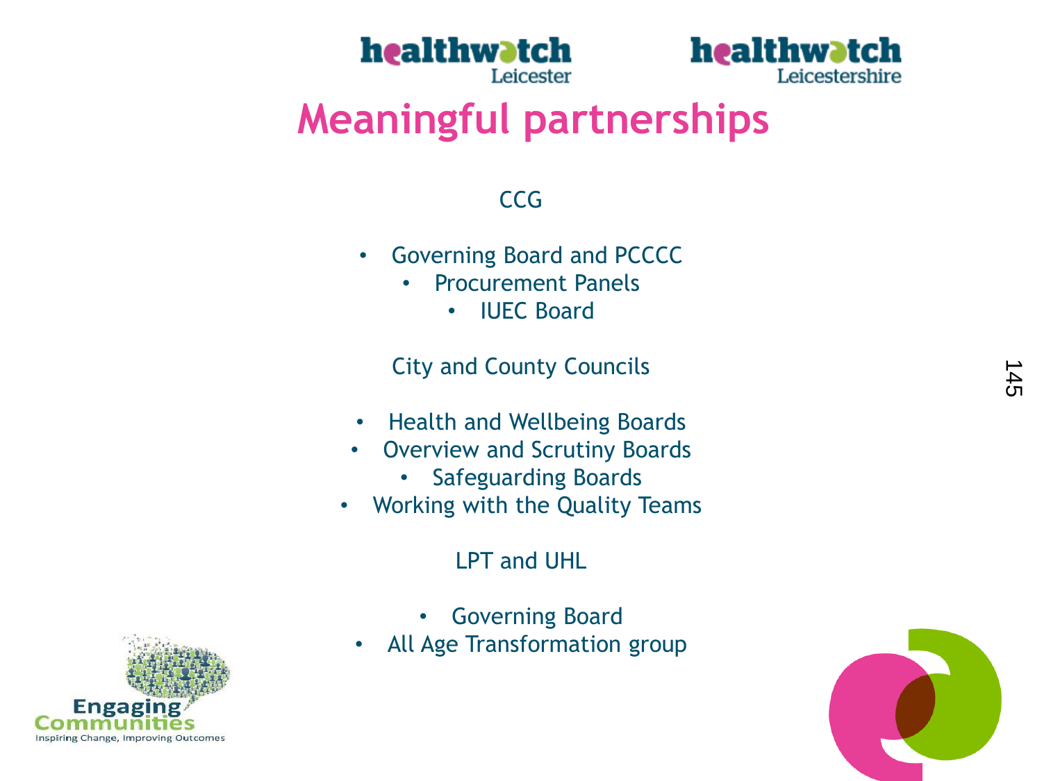# Meaningful partnerships

CCG

- Governing Board and PCCCC
- Procurement Panels
- IUEC Board

City and County Councils

- Health and Wellbeing Boards
- Overview and Scrutiny Boards
- Safeguarding Boards
- Working with the Quality Teams

LPT and UHL

- Governing Board
- All Age Transformation group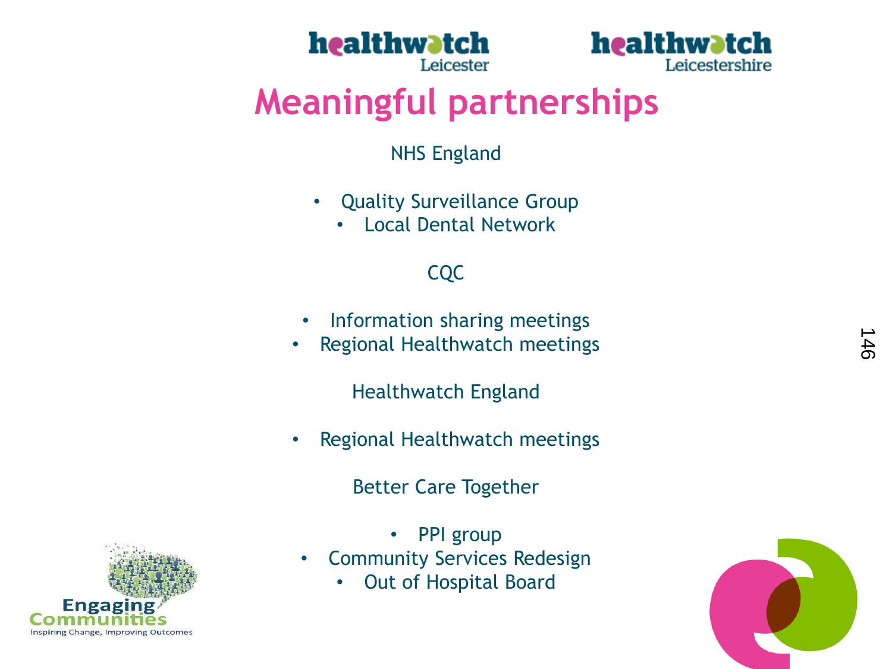# Meaningful partnerships

NHS England

- Quality Surveillance Group
- Local Dental Network

CQC

- Information sharing meetings
- Regional Healthwatch meetings

Healthwatch England

- Regional Healthwatch meetings

Better Care Together

- PPI group
- Community Services Redesign
- Out of Hospital Board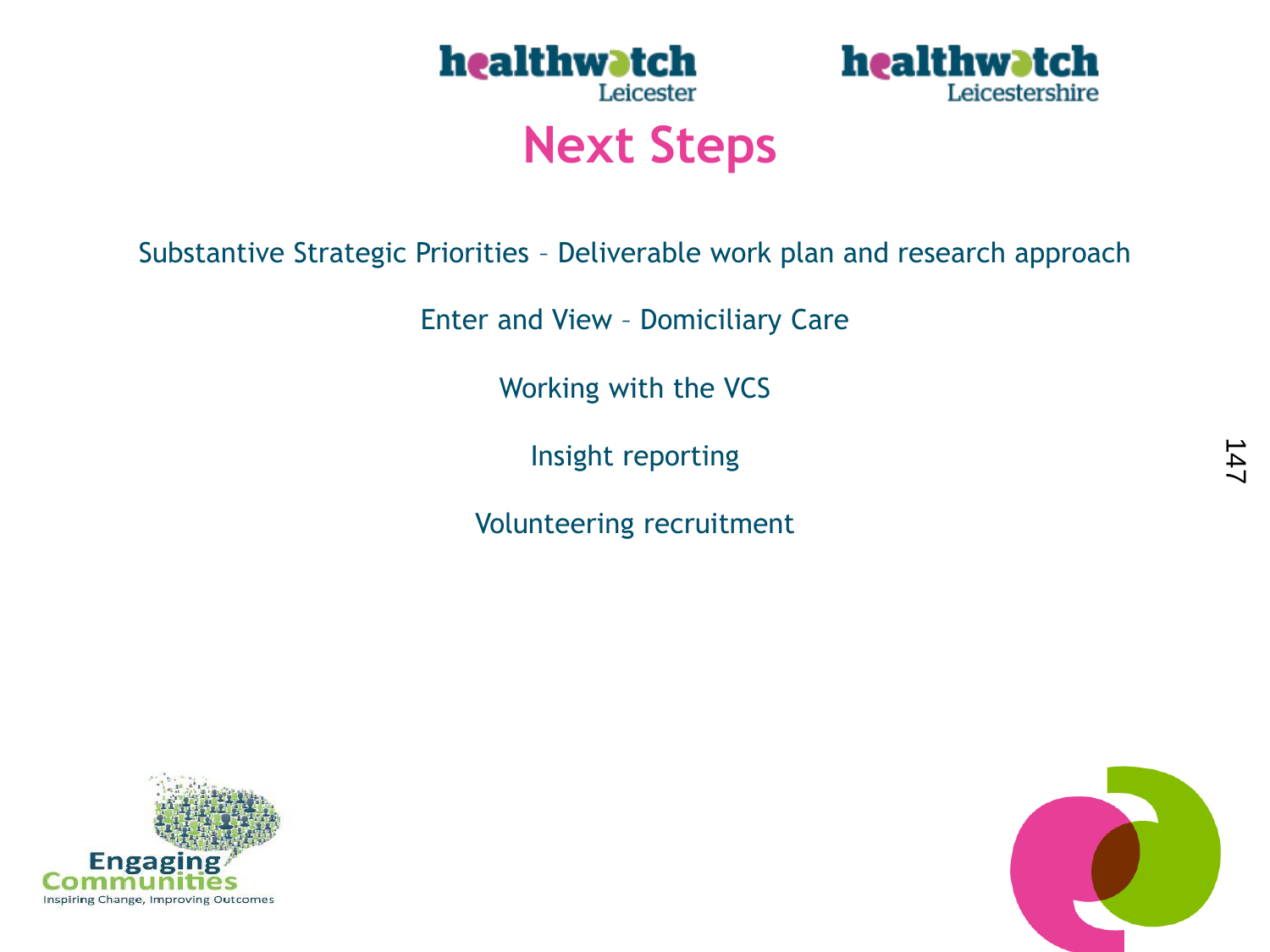# Next Steps

Substantive Strategic Priorities – Deliverable work plan and research approach

Enter and View – Domiciliary Care

Working with the VCS

Insight reporting

Volunteering recruitment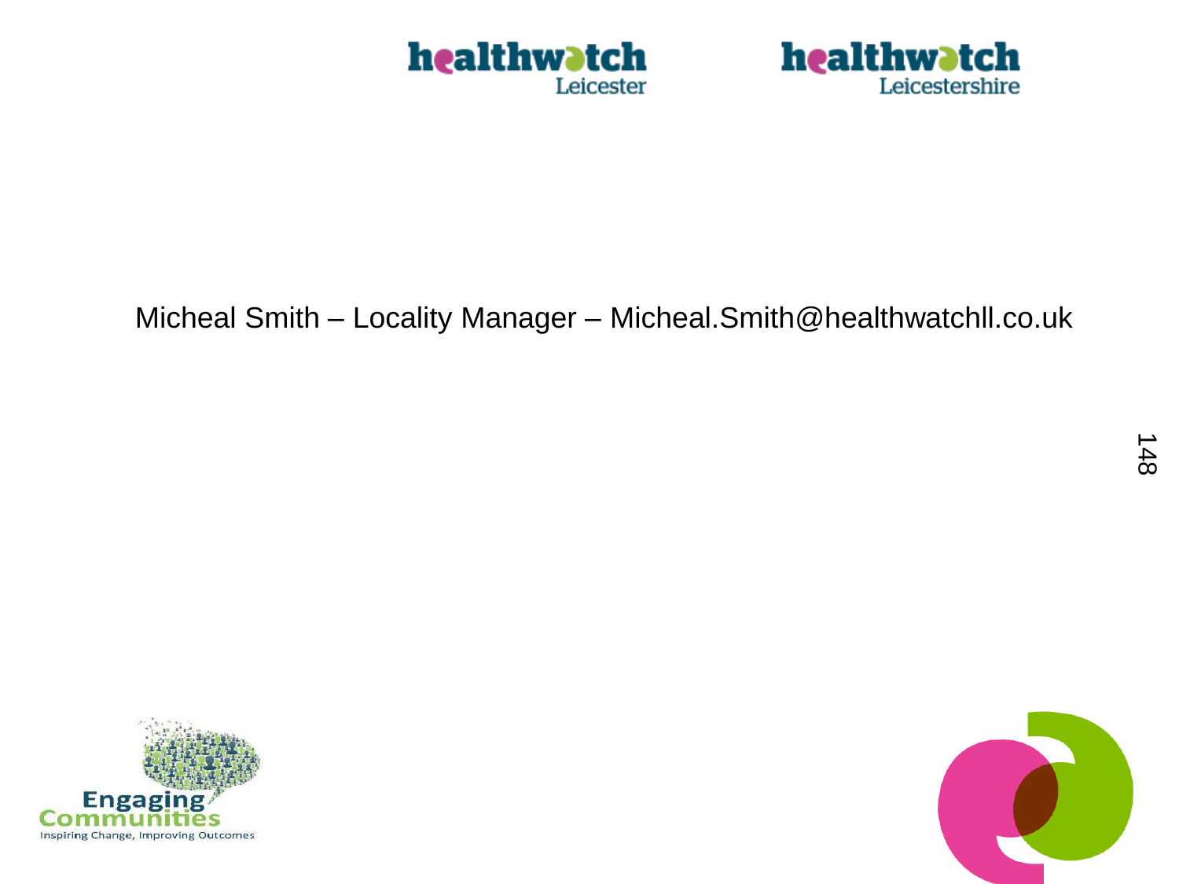Micheal Smith – Locality Manager – Micheal.Smith@healthwatchll.co.uk